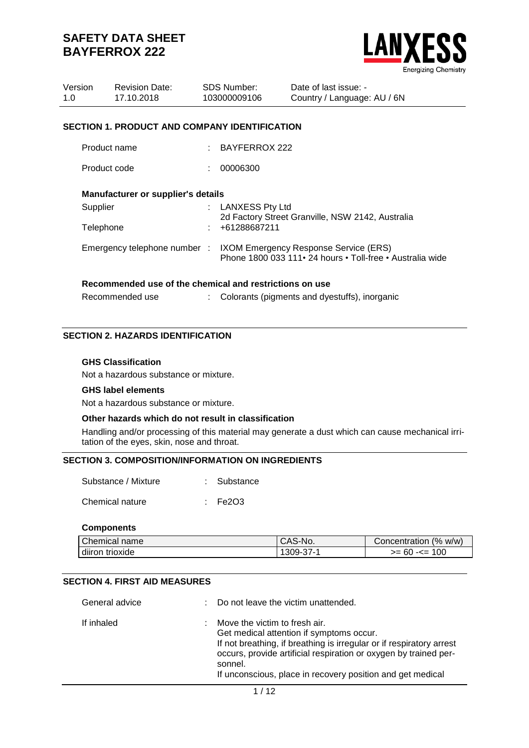# SAFETY DATA SHEET
# BAYFERROX 222

| Version | Revision Date: | SDS Number: | Date of last issue: - |
|---|---|---|---|
| 1.0 | 17.10.2018 | 103000009106 | Country / Language: AU / 6N |

## SECTION 1. PRODUCT AND COMPANY IDENTIFICATION

Product name : BAYFERROX 222

Product code : 00006300

### Manufacturer or supplier's details

Supplier : LANXESS Pty Ltd
2d Factory Street Granville, NSW 2142, Australia

Telephone : +61288687211

Emergency telephone number : IXOM Emergency Response Service (ERS)
Phone 1800 033 111• 24 hours • Toll-free • Australia wide

### Recommended use of the chemical and restrictions on use

Recommended use : Colorants (pigments and dyestuffs), inorganic

## SECTION 2. HAZARDS IDENTIFICATION

**GHS Classification**

Not a hazardous substance or mixture.

**GHS label elements**

Not a hazardous substance or mixture.

**Other hazards which do not result in classification**

Handling and/or processing of this material may generate a dust which can cause mechanical irritation of the eyes, skin, nose and throat.

## SECTION 3. COMPOSITION/INFORMATION ON INGREDIENTS

Substance / Mixture : Substance

Chemical nature : $Fe_2O_3$

**Components**

| Chemical name | CAS-No. | Concentration (% w/w) |
|---|---|---|
| diiron trioxide | 1309-37-1 | >= 60 -<= 100 |

## SECTION 4. FIRST AID MEASURES

General advice : Do not leave the victim unattended.

If inhaled : Move the victim to fresh air.
Get medical attention if symptoms occur.
If not breathing, if breathing is irregular or if respiratory arrest occurs, provide artificial respiration or oxygen by trained personnel.
If unconscious, place in recovery position and get medical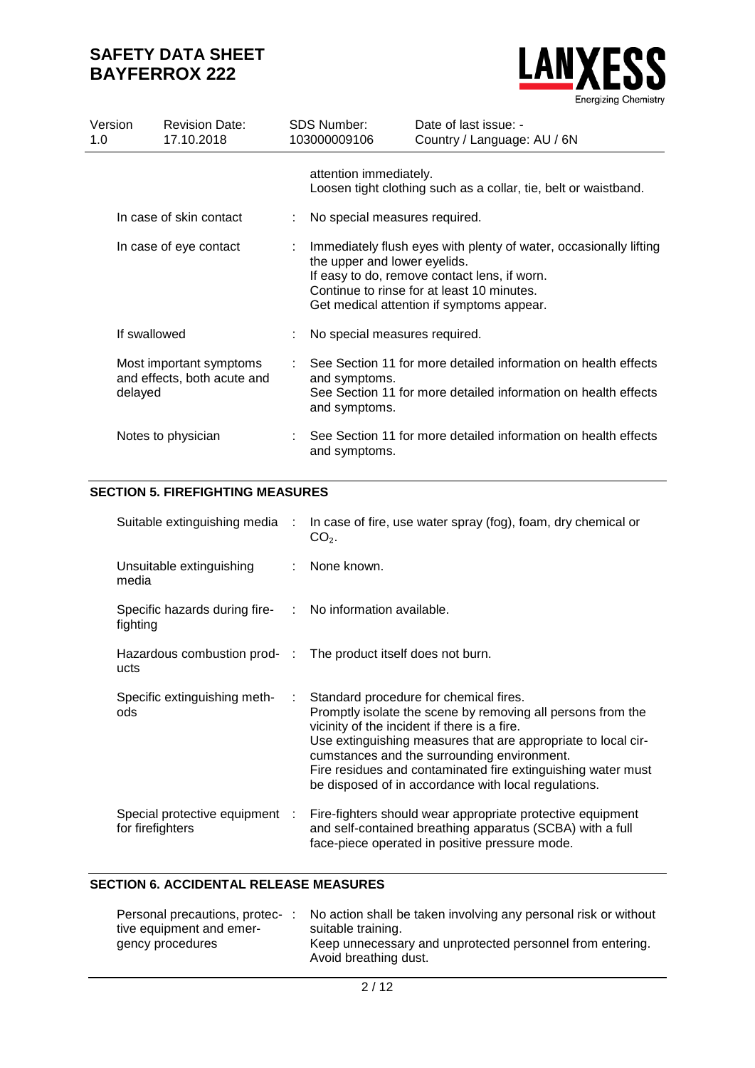| | | |
|---|---|---|
| | | attention immediately.<br>Loosen tight clothing such as a collar, tie, belt or waistband. |
| In case of skin contact | : | No special measures required. |
| In case of eye contact | : | Immediately flush eyes with plenty of water, occasionally lifting the upper and lower eyelids.<br>If easy to do, remove contact lens, if worn.<br>Continue to rinse for at least 10 minutes.<br>Get medical attention if symptoms appear. |
| If swallowed | : | No special measures required. |
| Most important symptoms and effects, both acute and delayed | : | See Section 11 for more detailed information on health effects and symptoms.<br>See Section 11 for more detailed information on health effects and symptoms. |
| Notes to physician | : | See Section 11 for more detailed information on health effects and symptoms. |

## SECTION 5. FIREFIGHTING MEASURES

| | | |
|---|---|---|
| Suitable extinguishing media | : | In case of fire, use water spray (fog), foam, dry chemical or $CO_2$. |
| Unsuitable extinguishing media | : | None known. |
| Specific hazards during fire-fighting | : | No information available. |
| Hazardous combustion products | : | The product itself does not burn. |
| Specific extinguishing methods | : | Standard procedure for chemical fires.<br>Promptly isolate the scene by removing all persons from the vicinity of the incident if there is a fire.<br>Use extinguishing measures that are appropriate to local circumstances and the surrounding environment.<br>Fire residues and contaminated fire extinguishing water must be disposed of in accordance with local regulations. |
| Special protective equipment for firefighters | : | Fire-fighters should wear appropriate protective equipment and self-contained breathing apparatus (SCBA) with a full face-piece operated in positive pressure mode. |

## SECTION 6. ACCIDENTAL RELEASE MEASURES

| | | |
|---|---|---|
| Personal precautions, protective equipment and emergency procedures | : | No action shall be taken involving any personal risk or without suitable training.<br>Keep unnecessary and unprotected personnel from entering.<br>Avoid breathing dust. |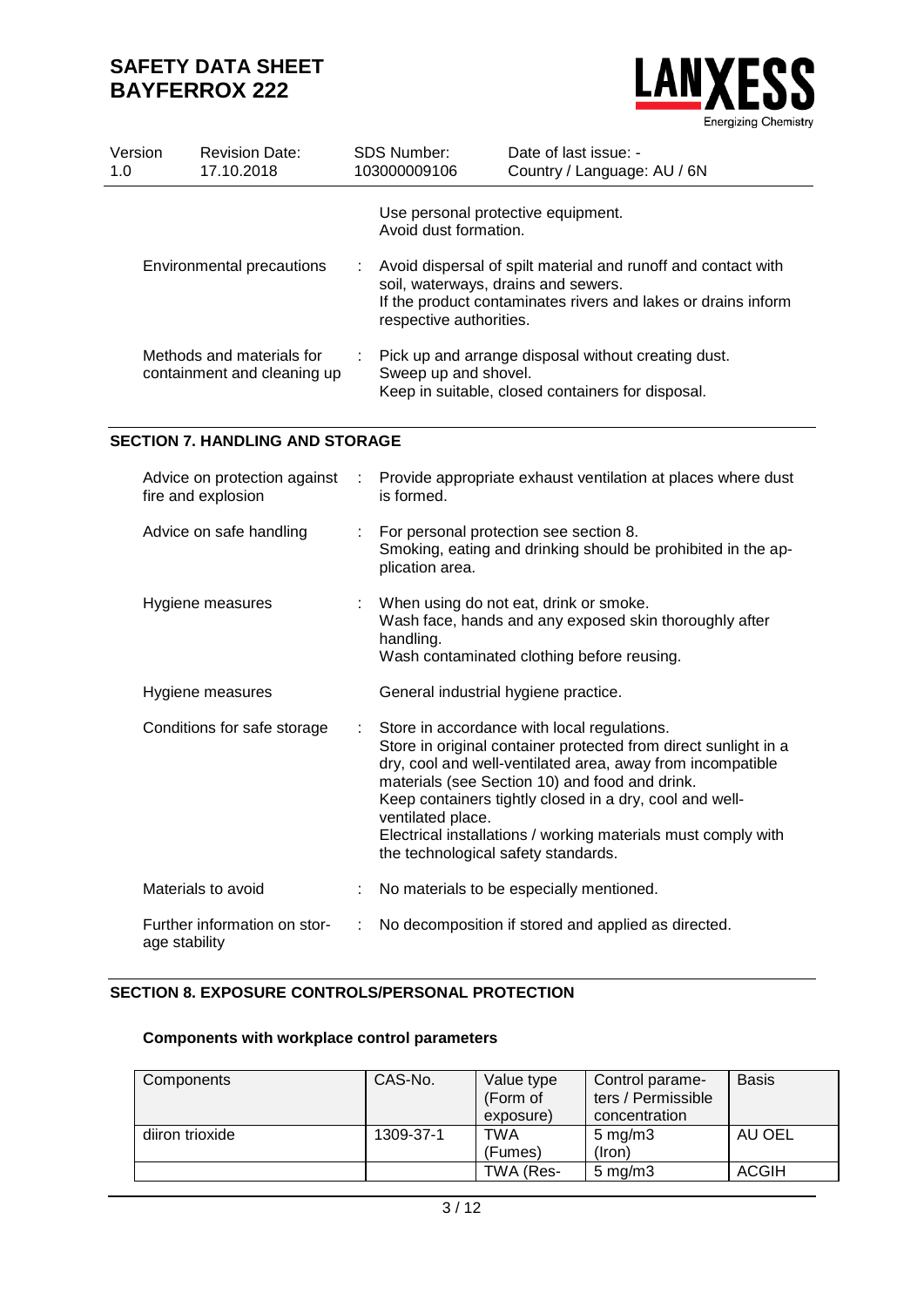| | | |
|---|---|---|
| | | Use personal protective equipment.<br>Avoid dust formation. |
| Environmental precautions | : | Avoid dispersal of spilt material and runoff and contact with soil, waterways, drains and sewers.<br>If the product contaminates rivers and lakes or drains inform respective authorities. |
| Methods and materials for containment and cleaning up | : | Pick up and arrange disposal without creating dust.<br>Sweep up and shovel.<br>Keep in suitable, closed containers for disposal. |

## SECTION 7. HANDLING AND STORAGE

| | | |
|---|---|---|
| Advice on protection against fire and explosion | : | Provide appropriate exhaust ventilation at places where dust is formed. |
| Advice on safe handling | : | For personal protection see section 8.<br>Smoking, eating and drinking should be prohibited in the application area. |
| Hygiene measures | : | When using do not eat, drink or smoke.<br>Wash face, hands and any exposed skin thoroughly after handling.<br>Wash contaminated clothing before reusing. |
| Hygiene measures | | General industrial hygiene practice. |
| Conditions for safe storage | : | Store in accordance with local regulations.<br>Store in original container protected from direct sunlight in a dry, cool and well-ventilated area, away from incompatible materials (see Section 10) and food and drink.<br>Keep containers tightly closed in a dry, cool and well-ventilated place.<br>Electrical installations / working materials must comply with the technological safety standards. |
| Materials to avoid | : | No materials to be especially mentioned. |
| Further information on storage stability | : | No decomposition if stored and applied as directed. |

## SECTION 8. EXPOSURE CONTROLS/PERSONAL PROTECTION

### Components with workplace control parameters

| Components | CAS-No. | Value type (Form of exposure) | Control parameters / Permissible concentration | Basis |
|---|---|---|---|---|
| diiron trioxide | 1309-37-1 | TWA (Fumes) | 5 mg/m3 (Iron) | AU OEL |
| | | TWA (Res- | 5 mg/m3 | ACGIH |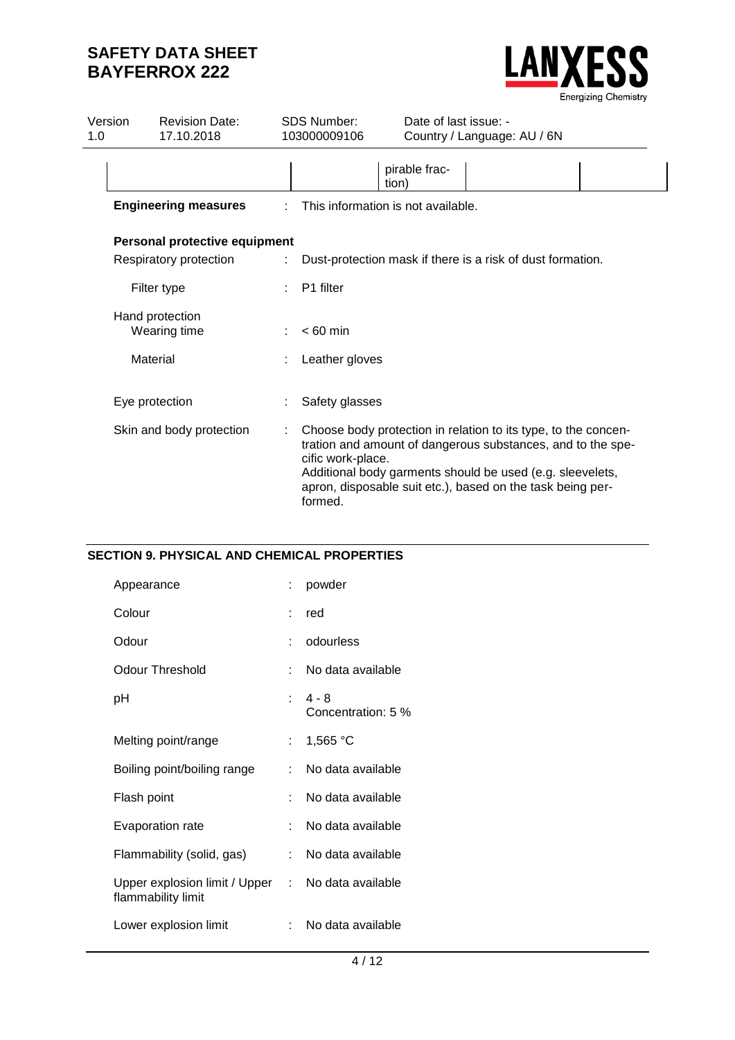| | | pirable fraction) | | |
|---|---|---|---|---|

**Engineering measures** : This information is not available.

**Personal protective equipment**

| | | |
|---|---|---|
| Respiratory protection | : | Dust-protection mask if there is a risk of dust formation. |
| Filter type | : | P1 filter |
| Hand protection<br>Wearing time | : | < 60 min |
| Material | : | Leather gloves |
| Eye protection | : | Safety glasses |
| Skin and body protection | : | Choose body protection in relation to its type, to the concentration and amount of dangerous substances, and to the specific work-place.<br>Additional body garments should be used (e.g. sleevelets, apron, disposable suit etc.), based on the task being performed. |

## SECTION 9. PHYSICAL AND CHEMICAL PROPERTIES

| | | |
|---|---|---|
| Appearance | : | powder |
| Colour | : | red |
| Odour | : | odourless |
| Odour Threshold | : | No data available |
| pH | : | 4 - 8<br>Concentration: 5 % |
| Melting point/range | : | 1,565 °C |
| Boiling point/boiling range | : | No data available |
| Flash point | : | No data available |
| Evaporation rate | : | No data available |
| Flammability (solid, gas) | : | No data available |
| Upper explosion limit / Upper flammability limit | : | No data available |
| Lower explosion limit | : | No data available |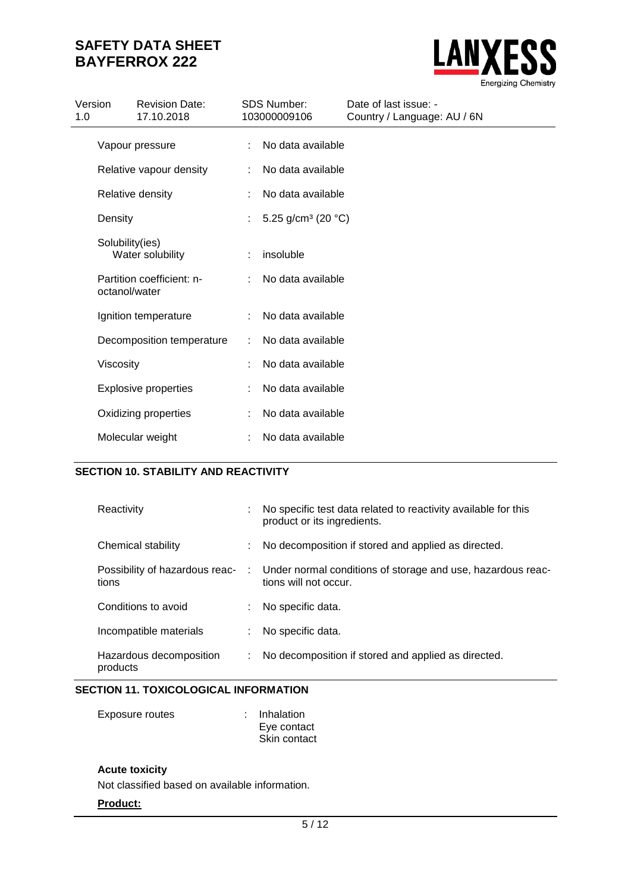| Property | | Value |
|---|---|---|
| Vapour pressure | : | No data available |
| Relative vapour density | : | No data available |
| Relative density | : | No data available |
| Density | : | 5.25 g/cm³ (20 °C) |
| Solubility(ies) Water solubility | : | insoluble |
| Partition coefficient: n-octanol/water | : | No data available |
| Ignition temperature | : | No data available |
| Decomposition temperature | : | No data available |
| Viscosity | : | No data available |
| Explosive properties | : | No data available |
| Oxidizing properties | : | No data available |
| Molecular weight | : | No data available |

## SECTION 10. STABILITY AND REACTIVITY

| Property | | Value |
|---|---|---|
| Reactivity | : | No specific test data related to reactivity available for this product or its ingredients. |
| Chemical stability | : | No decomposition if stored and applied as directed. |
| Possibility of hazardous reactions | : | Under normal conditions of storage and use, hazardous reactions will not occur. |
| Conditions to avoid | : | No specific data. |
| Incompatible materials | : | No specific data. |
| Hazardous decomposition products | : | No decomposition if stored and applied as directed. |

## SECTION 11. TOXICOLOGICAL INFORMATION

Exposure routes : Inhalation
Eye contact
Skin contact

**Acute toxicity**

Not classified based on available information.

**Product:**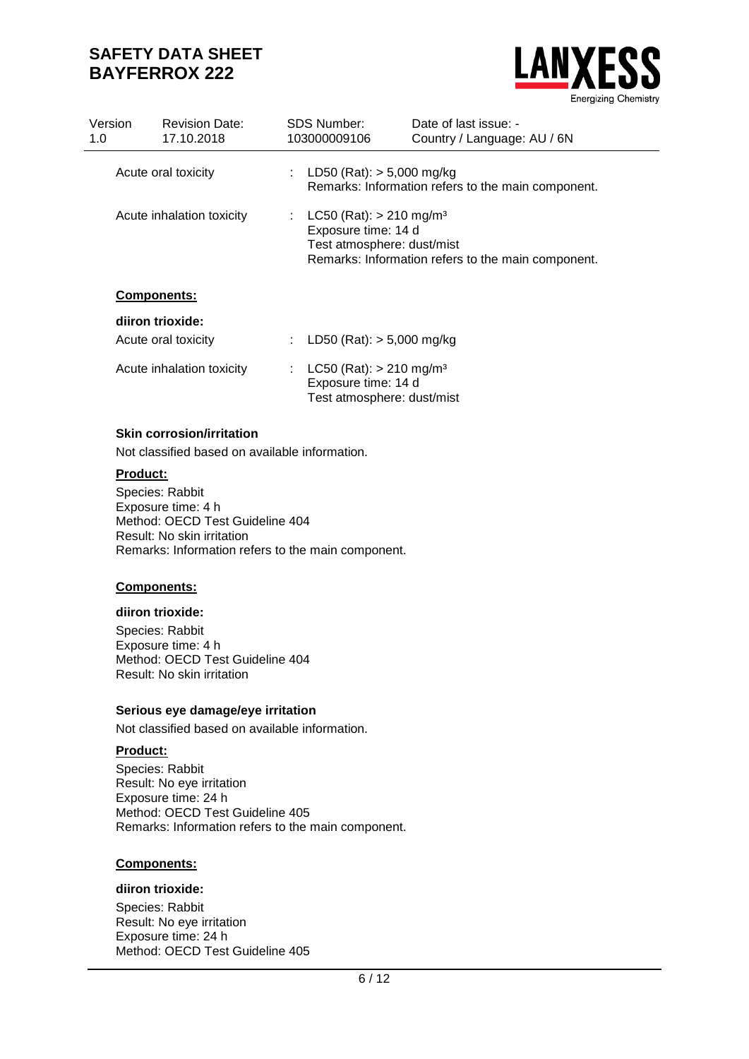Acute oral toxicity : LD50 (Rat): > 5,000 mg/kg
Remarks: Information refers to the main component.

Acute inhalation toxicity : LC50 (Rat): > 210 mg/m³
Exposure time: 14 d
Test atmosphere: dust/mist
Remarks: Information refers to the main component.

**Components:**

**diiron trioxide:**

Acute oral toxicity : LD50 (Rat): > 5,000 mg/kg

Acute inhalation toxicity : LC50 (Rat): > 210 mg/m³
Exposure time: 14 d
Test atmosphere: dust/mist

**Skin corrosion/irritation**

Not classified based on available information.

**Product:**

Species: Rabbit
Exposure time: 4 h
Method: OECD Test Guideline 404
Result: No skin irritation
Remarks: Information refers to the main component.

**Components:**

**diiron trioxide:**

Species: Rabbit
Exposure time: 4 h
Method: OECD Test Guideline 404
Result: No skin irritation

**Serious eye damage/eye irritation**

Not classified based on available information.

**Product:**

Species: Rabbit
Result: No eye irritation
Exposure time: 24 h
Method: OECD Test Guideline 405
Remarks: Information refers to the main component.

**Components:**

**diiron trioxide:**

Species: Rabbit
Result: No eye irritation
Exposure time: 24 h
Method: OECD Test Guideline 405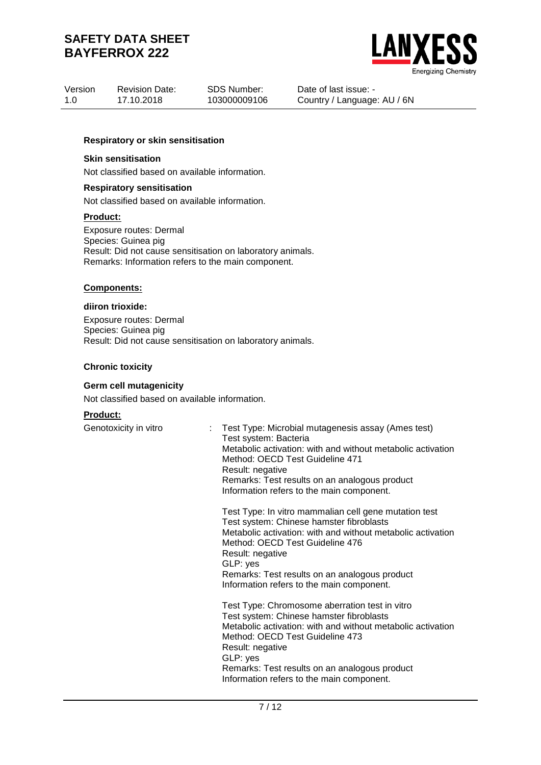### Respiratory or skin sensitisation

**Skin sensitisation**

Not classified based on available information.

**Respiratory sensitisation**

Not classified based on available information.

**Product:**

Exposure routes: Dermal
Species: Guinea pig
Result: Did not cause sensitisation on laboratory animals.
Remarks: Information refers to the main component.

**Components:**

**diiron trioxide:**

Exposure routes: Dermal
Species: Guinea pig
Result: Did not cause sensitisation on laboratory animals.

### Chronic toxicity

**Germ cell mutagenicity**

Not classified based on available information.

**Product:**

Genotoxicity in vitro : Test Type: Microbial mutagenesis assay (Ames test)
Test system: Bacteria
Metabolic activation: with and without metabolic activation
Method: OECD Test Guideline 471
Result: negative
Remarks: Test results on an analogous product
Information refers to the main component.

Test Type: In vitro mammalian cell gene mutation test
Test system: Chinese hamster fibroblasts
Metabolic activation: with and without metabolic activation
Method: OECD Test Guideline 476
Result: negative
GLP: yes
Remarks: Test results on an analogous product
Information refers to the main component.

Test Type: Chromosome aberration test in vitro
Test system: Chinese hamster fibroblasts
Metabolic activation: with and without metabolic activation
Method: OECD Test Guideline 473
Result: negative
GLP: yes
Remarks: Test results on an analogous product
Information refers to the main component.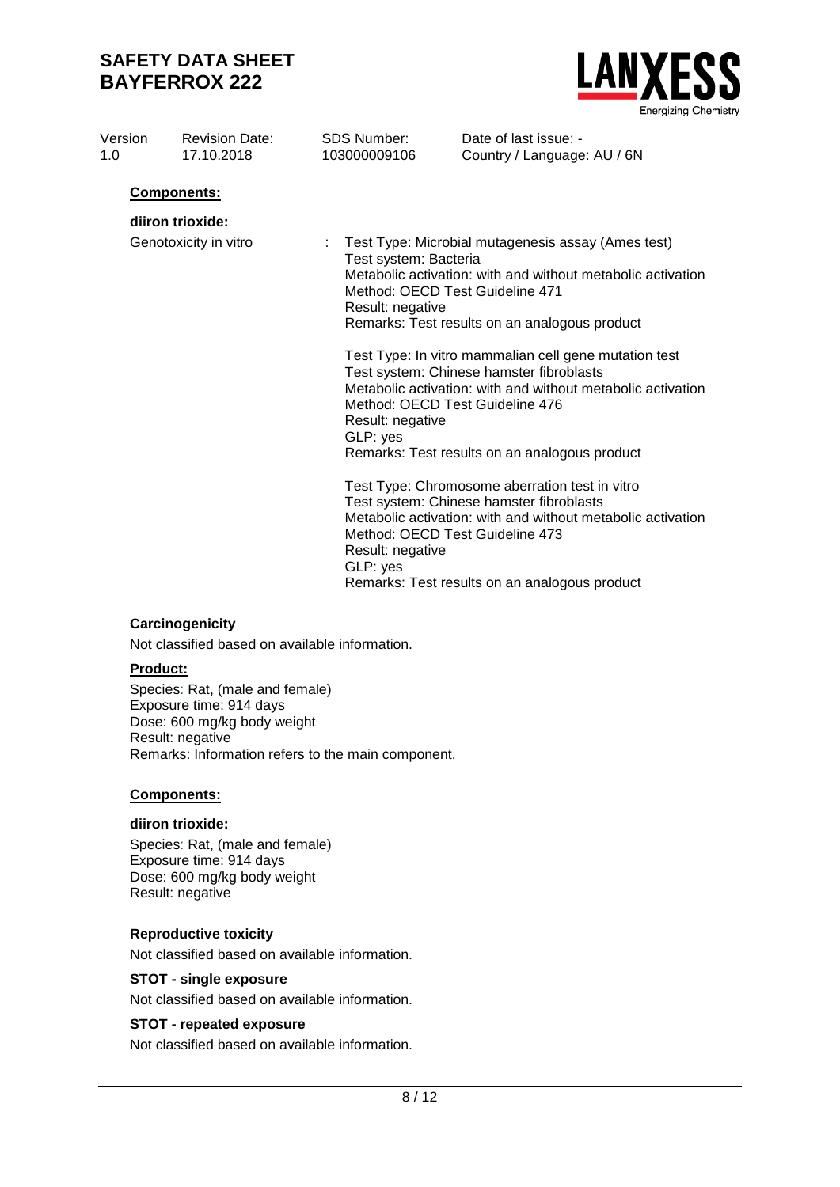**Components:**

**diiron trioxide:**

Genotoxicity in vitro : Test Type: Microbial mutagenesis assay (Ames test)
Test system: Bacteria
Metabolic activation: with and without metabolic activation
Method: OECD Test Guideline 471
Result: negative
Remarks: Test results on an analogous product

Test Type: In vitro mammalian cell gene mutation test
Test system: Chinese hamster fibroblasts
Metabolic activation: with and without metabolic activation
Method: OECD Test Guideline 476
Result: negative
GLP: yes
Remarks: Test results on an analogous product

Test Type: Chromosome aberration test in vitro
Test system: Chinese hamster fibroblasts
Metabolic activation: with and without metabolic activation
Method: OECD Test Guideline 473
Result: negative
GLP: yes
Remarks: Test results on an analogous product

**Carcinogenicity**

Not classified based on available information.

**Product:**

Species: Rat, (male and female)
Exposure time: 914 days
Dose: 600 mg/kg body weight
Result: negative
Remarks: Information refers to the main component.

**Components:**

**diiron trioxide:**

Species: Rat, (male and female)
Exposure time: 914 days
Dose: 600 mg/kg body weight
Result: negative

**Reproductive toxicity**

Not classified based on available information.

**STOT - single exposure**

Not classified based on available information.

**STOT - repeated exposure**

Not classified based on available information.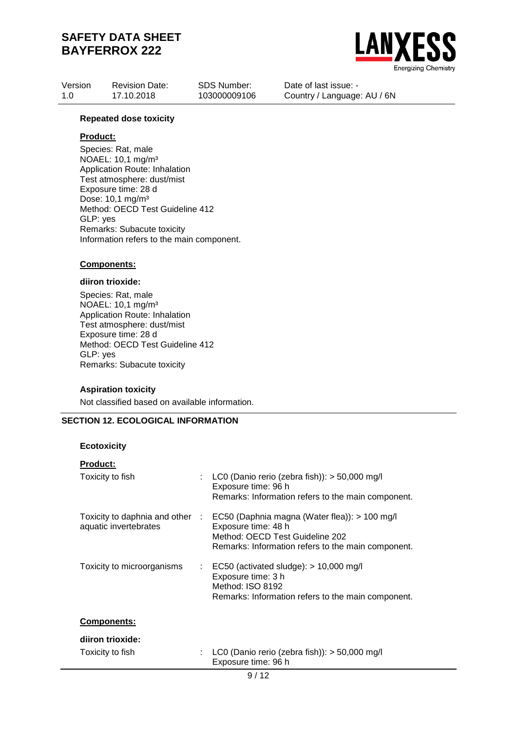**Repeated dose toxicity**

**Product:**

Species: Rat, male
NOAEL: 10,1 mg/m³
Application Route: Inhalation
Test atmosphere: dust/mist
Exposure time: 28 d
Dose: 10,1 mg/m³
Method: OECD Test Guideline 412
GLP: yes
Remarks: Subacute toxicity
Information refers to the main component.

**Components:**

**diiron trioxide:**

Species: Rat, male
NOAEL: 10,1 mg/m³
Application Route: Inhalation
Test atmosphere: dust/mist
Exposure time: 28 d
Method: OECD Test Guideline 412
GLP: yes
Remarks: Subacute toxicity

**Aspiration toxicity**

Not classified based on available information.

## SECTION 12. ECOLOGICAL INFORMATION

**Ecotoxicity**

**Product:**

Toxicity to fish : LC0 (Danio rerio (zebra fish)): > 50,000 mg/l
Exposure time: 96 h
Remarks: Information refers to the main component.

Toxicity to daphnia and other aquatic invertebrates : EC50 (Daphnia magna (Water flea)): > 100 mg/l
Exposure time: 48 h
Method: OECD Test Guideline 202
Remarks: Information refers to the main component.

Toxicity to microorganisms : EC50 (activated sludge): > 10,000 mg/l
Exposure time: 3 h
Method: ISO 8192
Remarks: Information refers to the main component.

**Components:**

**diiron trioxide:**

Toxicity to fish : LC0 (Danio rerio (zebra fish)): > 50,000 mg/l
Exposure time: 96 h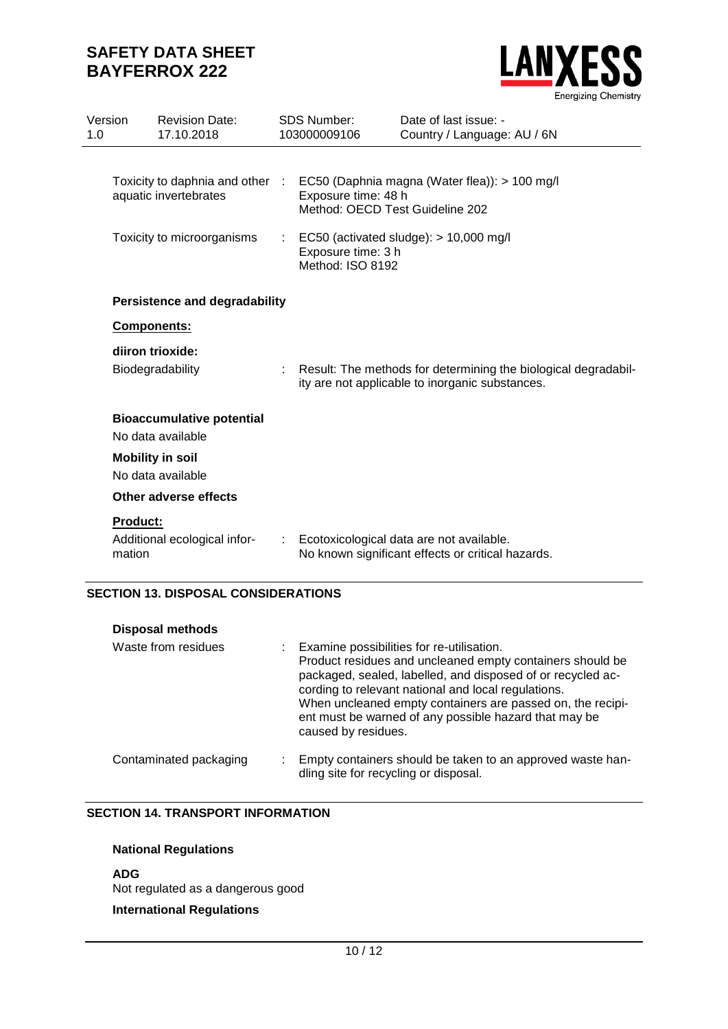| | |
|---|---|
| Toxicity to daphnia and other aquatic invertebrates | : EC50 (Daphnia magna (Water flea)): > 100 mg/l<br>Exposure time: 48 h<br>Method: OECD Test Guideline 202 |
| Toxicity to microorganisms | : EC50 (activated sludge): > 10,000 mg/l<br>Exposure time: 3 h<br>Method: ISO 8192 |

**Persistence and degradability**

**Components:**

**diiron trioxide:**

Biodegradability : Result: The methods for determining the biological degradability are not applicable to inorganic substances.

**Bioaccumulative potential**

No data available

**Mobility in soil**

No data available

**Other adverse effects**

**Product:**

Additional ecological information : Ecotoxicological data are not available.
No known significant effects or critical hazards.

## SECTION 13. DISPOSAL CONSIDERATIONS

**Disposal methods**

| | |
|---|---|
| Waste from residues | : Examine possibilities for re-utilisation.<br>Product residues and uncleaned empty containers should be packaged, sealed, labelled, and disposed of or recycled according to relevant national and local regulations.<br>When uncleaned empty containers are passed on, the recipient must be warned of any possible hazard that may be caused by residues. |
| Contaminated packaging | : Empty containers should be taken to an approved waste handling site for recycling or disposal. |

## SECTION 14. TRANSPORT INFORMATION

**National Regulations**

**ADG**

Not regulated as a dangerous good

**International Regulations**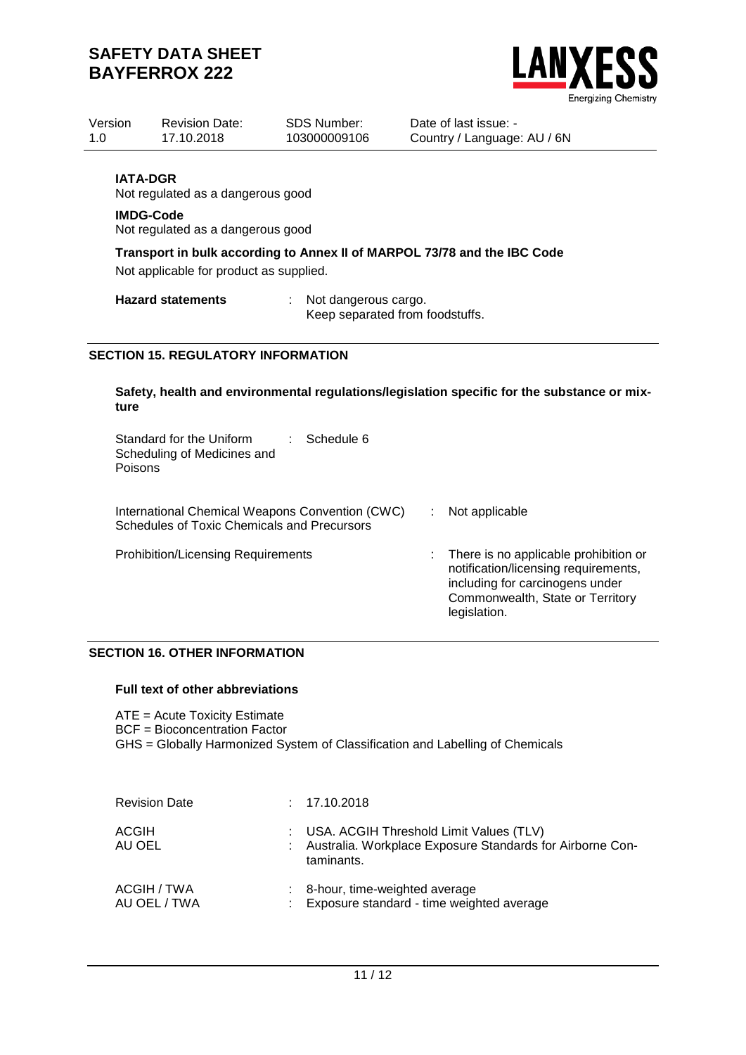**IATA-DGR**
Not regulated as a dangerous good

**IMDG-Code**
Not regulated as a dangerous good

**Transport in bulk according to Annex II of MARPOL 73/78 and the IBC Code**
Not applicable for product as supplied.

**Hazard statements** : Not dangerous cargo.
Keep separated from foodstuffs.

## SECTION 15. REGULATORY INFORMATION

**Safety, health and environmental regulations/legislation specific for the substance or mixture**

Standard for the Uniform Scheduling of Medicines and Poisons : Schedule 6

International Chemical Weapons Convention (CWC) Schedules of Toxic Chemicals and Precursors : Not applicable

Prohibition/Licensing Requirements : There is no applicable prohibition or notification/licensing requirements, including for carcinogens under Commonwealth, State or Territory legislation.

## SECTION 16. OTHER INFORMATION

**Full text of other abbreviations**

ATE = Acute Toxicity Estimate
BCF = Bioconcentration Factor
GHS = Globally Harmonized System of Classification and Labelling of Chemicals

Revision Date : 17.10.2018

ACGIH : USA. ACGIH Threshold Limit Values (TLV)
AU OEL : Australia. Workplace Exposure Standards for Airborne Contaminants.

ACGIH / TWA : 8-hour, time-weighted average
AU OEL / TWA : Exposure standard - time weighted average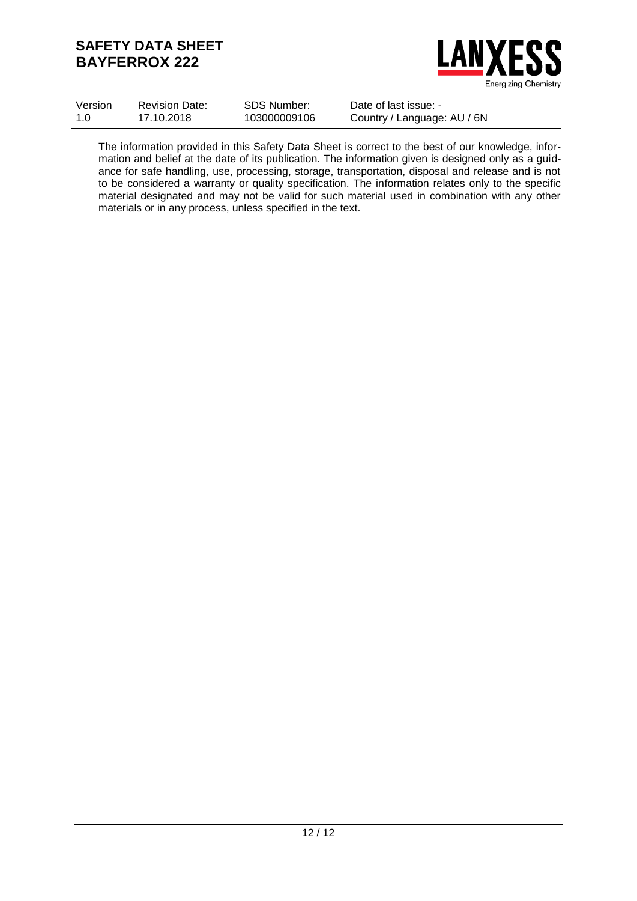The information provided in this Safety Data Sheet is correct to the best of our knowledge, information and belief at the date of its publication. The information given is designed only as a guidance for safe handling, use, processing, storage, transportation, disposal and release and is not to be considered a warranty or quality specification. The information relates only to the specific material designated and may not be valid for such material used in combination with any other materials or in any process, unless specified in the text.